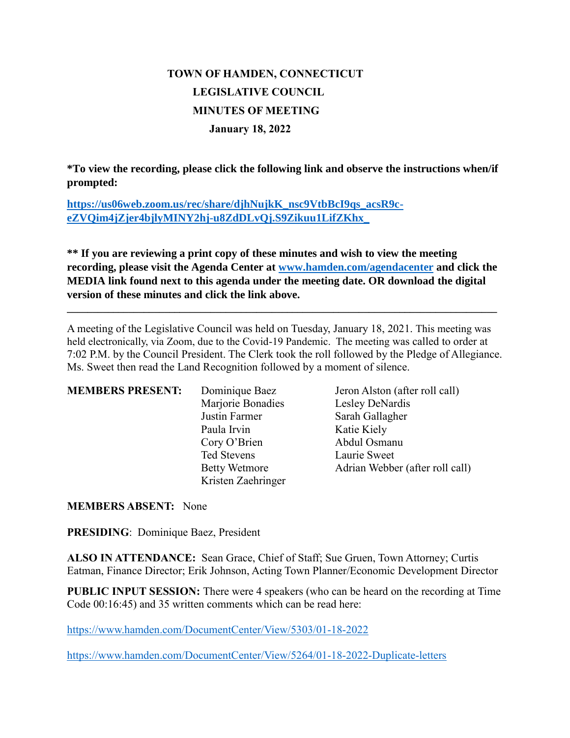**TOWN OF HAMDEN, CONNECTICUT**
**LEGISLATIVE COUNCIL**
**MINUTES OF MEETING**
**January 18, 2022**

**\*To view the recording, please click the following link and observe the instructions when/if prompted:**

**[https://us06web.zoom.us/rec/share/djhNujkK_nsc9VtbBcI9qs_acsR9c-eZVQim4jZjer4bjlyMINY2hj-u8ZdDLvQj.S9Zikuu1LifZKhx_](https://us06web.zoom.us/rec/share/djhNujkK_nsc9VtbBcI9qs_acsR9c-eZVQim4jZjer4bjlyMINY2hj-u8ZdDLvQj.S9Zikuu1LifZKhx_)**

**\*\* If you are reviewing a print copy of these minutes and wish to view the meeting recording, please visit the Agenda Center at [www.hamden.com/agendacenter](http://www.hamden.com/agendacenter) and click the MEDIA link found next to this agenda under the meeting date. OR download the digital version of these minutes and click the link above.**

---

A meeting of the Legislative Council was held on Tuesday, January 18, 2021. This meeting was held electronically, via Zoom, due to the Covid-19 Pandemic. The meeting was called to order at 7:02 P.M. by the Council President. The Clerk took the roll followed by the Pledge of Allegiance. Ms. Sweet then read the Land Recognition followed by a moment of silence.

**MEMBERS PRESENT:**

- Dominique Baez
- Marjorie Bonadies
- Justin Farmer
- Paula Irvin
- Cory O'Brien
- Ted Stevens
- Betty Wetmore
- Kristen Zaehringer
- Jeron Alston (after roll call)
- Lesley DeNardis
- Sarah Gallagher
- Katie Kiely
- Abdul Osmanu
- Laurie Sweet
- Adrian Webber (after roll call)

**MEMBERS ABSENT:** None

**PRESIDING**: Dominique Baez, President

**ALSO IN ATTENDANCE:** Sean Grace, Chief of Staff; Sue Gruen, Town Attorney; Curtis Eatman, Finance Director; Erik Johnson, Acting Town Planner/Economic Development Director

**PUBLIC INPUT SESSION:** There were 4 speakers (who can be heard on the recording at Time Code 00:16:45) and 35 written comments which can be read here:

https://www.hamden.com/DocumentCenter/View/5303/01-18-2022

https://www.hamden.com/DocumentCenter/View/5264/01-18-2022-Duplicate-letters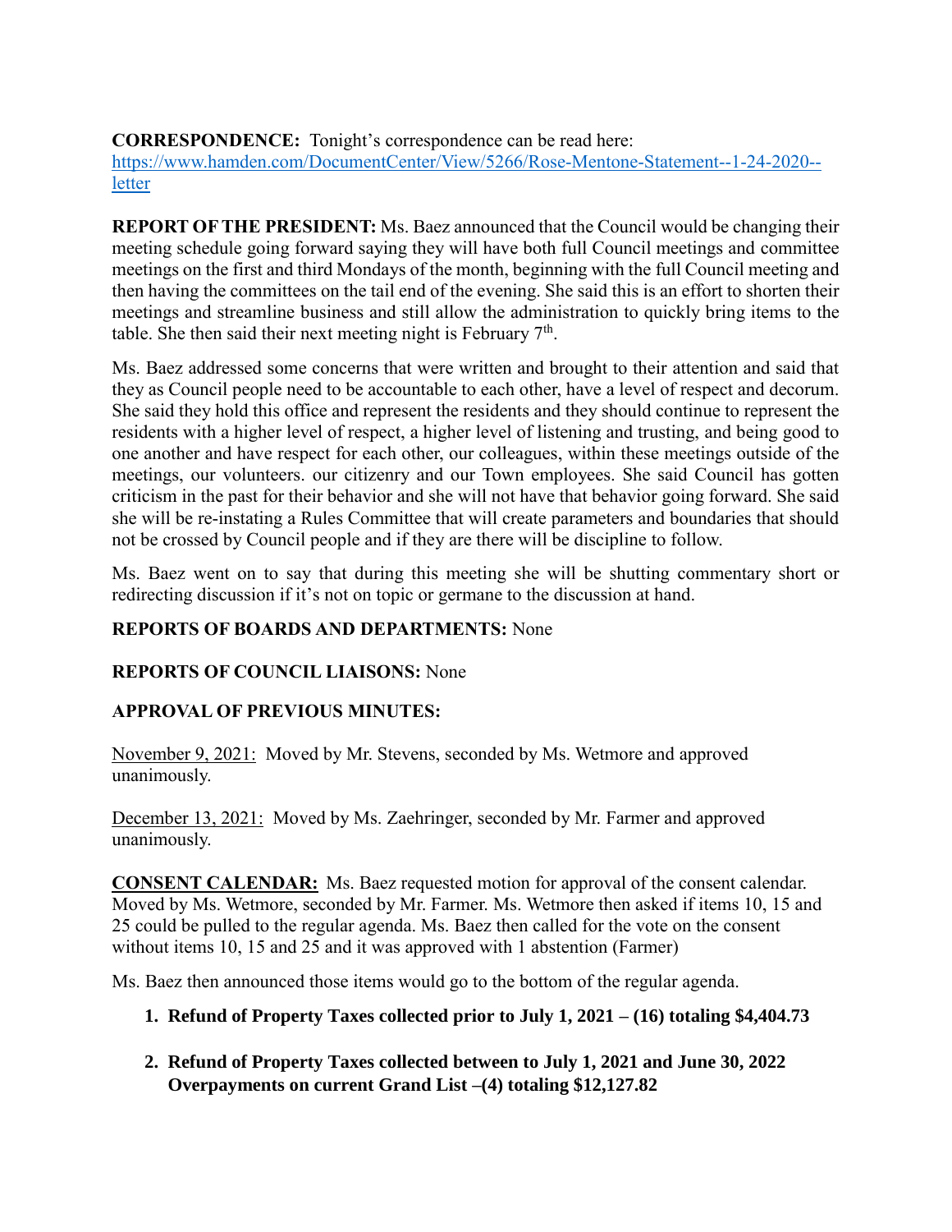**CORRESPONDENCE:** Tonight's correspondence can be read here: [https://www.hamden.com/DocumentCenter/View/5266/Rose-Mentone-Statement--1-24-2020--letter](https://www.hamden.com/DocumentCenter/View/5266/Rose-Mentone-Statement--1-24-2020--letter)

**REPORT OF THE PRESIDENT:** Ms. Baez announced that the Council would be changing their meeting schedule going forward saying they will have both full Council meetings and committee meetings on the first and third Mondays of the month, beginning with the full Council meeting and then having the committees on the tail end of the evening. She said this is an effort to shorten their meetings and streamline business and still allow the administration to quickly bring items to the table. She then said their next meeting night is February 7th.

Ms. Baez addressed some concerns that were written and brought to their attention and said that they as Council people need to be accountable to each other, have a level of respect and decorum. She said they hold this office and represent the residents and they should continue to represent the residents with a higher level of respect, a higher level of listening and trusting, and being good to one another and have respect for each other, our colleagues, within these meetings outside of the meetings, our volunteers. our citizenry and our Town employees. She said Council has gotten criticism in the past for their behavior and she will not have that behavior going forward. She said she will be re-instating a Rules Committee that will create parameters and boundaries that should not be crossed by Council people and if they are there will be discipline to follow.

Ms. Baez went on to say that during this meeting she will be shutting commentary short or redirecting discussion if it's not on topic or germane to the discussion at hand.

**REPORTS OF BOARDS AND DEPARTMENTS:** None

**REPORTS OF COUNCIL LIAISONS:** None

**APPROVAL OF PREVIOUS MINUTES:**

November 9, 2021: Moved by Mr. Stevens, seconded by Ms. Wetmore and approved unanimously.

December 13, 2021: Moved by Ms. Zaehringer, seconded by Mr. Farmer and approved unanimously.

**CONSENT CALENDAR:** Ms. Baez requested motion for approval of the consent calendar. Moved by Ms. Wetmore, seconded by Mr. Farmer. Ms. Wetmore then asked if items 10, 15 and 25 could be pulled to the regular agenda. Ms. Baez then called for the vote on the consent without items 10, 15 and 25 and it was approved with 1 abstention (Farmer)

Ms. Baez then announced those items would go to the bottom of the regular agenda.

1. **Refund of Property Taxes collected prior to July 1, 2021 – (16) totaling $4,404.73**

2. **Refund of Property Taxes collected between to July 1, 2021 and June 30, 2022 Overpayments on current Grand List –(4) totaling $12,127.82**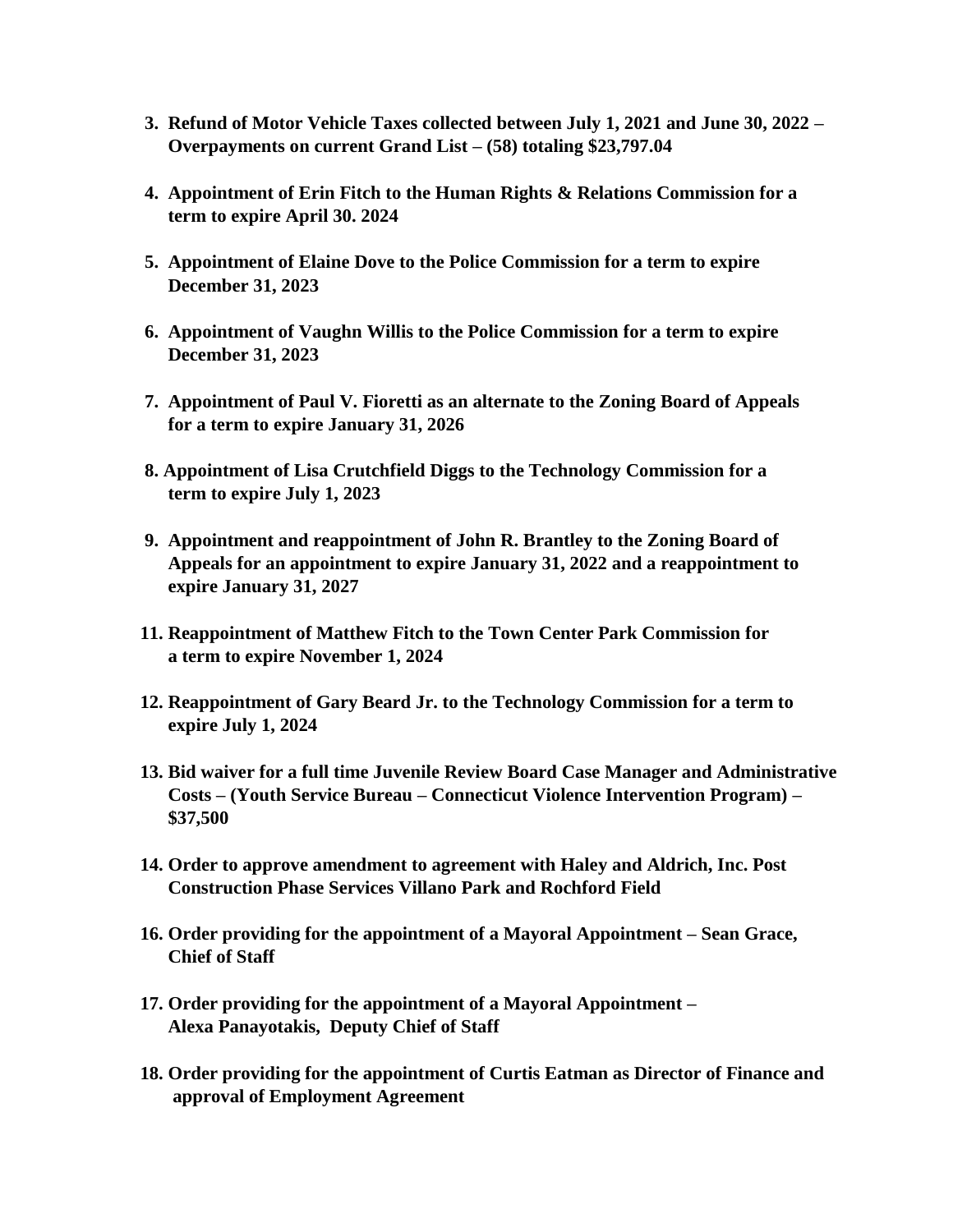**3. Refund of Motor Vehicle Taxes collected between July 1, 2021 and June 30, 2022 – Overpayments on current Grand List – (58) totaling $23,797.04**

**4. Appointment of Erin Fitch to the Human Rights & Relations Commission for a term to expire April 30. 2024**

**5. Appointment of Elaine Dove to the Police Commission for a term to expire December 31, 2023**

**6. Appointment of Vaughn Willis to the Police Commission for a term to expire December 31, 2023**

**7. Appointment of Paul V. Fioretti as an alternate to the Zoning Board of Appeals for a term to expire January 31, 2026**

**8. Appointment of Lisa Crutchfield Diggs to the Technology Commission for a term to expire July 1, 2023**

**9. Appointment and reappointment of John R. Brantley to the Zoning Board of Appeals for an appointment to expire January 31, 2022 and a reappointment to expire January 31, 2027**

**11. Reappointment of Matthew Fitch to the Town Center Park Commission for a term to expire November 1, 2024**

**12. Reappointment of Gary Beard Jr. to the Technology Commission for a term to expire July 1, 2024**

**13. Bid waiver for a full time Juvenile Review Board Case Manager and Administrative Costs – (Youth Service Bureau – Connecticut Violence Intervention Program) – $37,500**

**14. Order to approve amendment to agreement with Haley and Aldrich, Inc. Post Construction Phase Services Villano Park and Rochford Field**

**16. Order providing for the appointment of a Mayoral Appointment – Sean Grace, Chief of Staff**

**17. Order providing for the appointment of a Mayoral Appointment – Alexa Panayotakis, Deputy Chief of Staff**

**18. Order providing for the appointment of Curtis Eatman as Director of Finance and approval of Employment Agreement**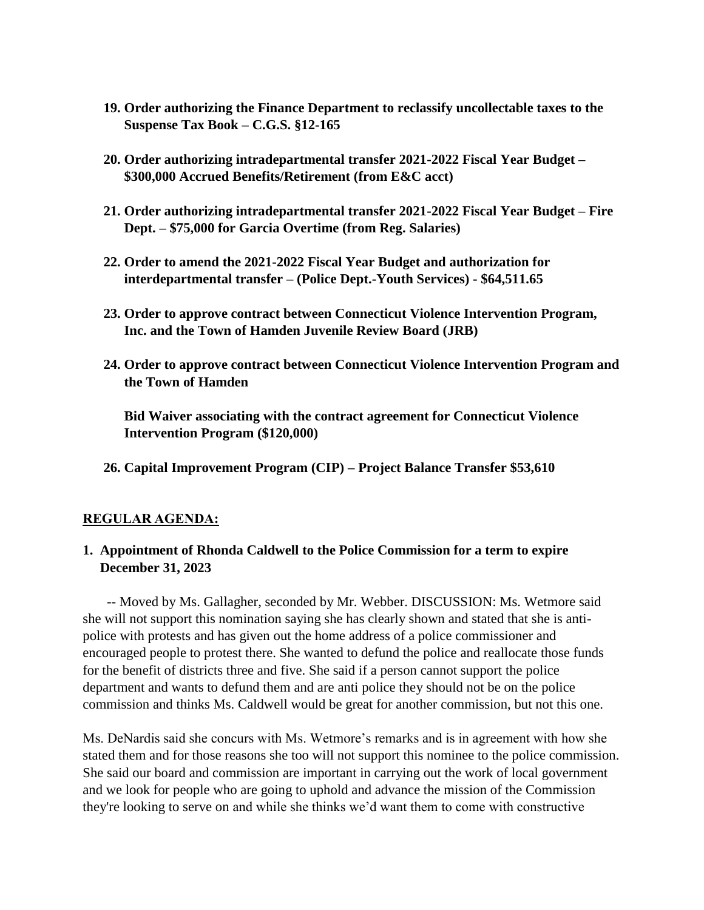19. **Order authorizing the Finance Department to reclassify uncollectable taxes to the Suspense Tax Book – C.G.S. §12-165**

20. **Order authorizing intradepartmental transfer 2021-2022 Fiscal Year Budget – \$300,000 Accrued Benefits/Retirement (from E&C acct)**

21. **Order authorizing intradepartmental transfer 2021-2022 Fiscal Year Budget – Fire Dept. – \$75,000 for Garcia Overtime (from Reg. Salaries)**

22. **Order to amend the 2021-2022 Fiscal Year Budget and authorization for interdepartmental transfer – (Police Dept.-Youth Services) - \$64,511.65**

23. **Order to approve contract between Connecticut Violence Intervention Program, Inc. and the Town of Hamden Juvenile Review Board (JRB)**

24. **Order to approve contract between Connecticut Violence Intervention Program and the Town of Hamden**

    **Bid Waiver associating with the contract agreement for Connecticut Violence Intervention Program (\$120,000)**

26. **Capital Improvement Program (CIP) – Project Balance Transfer \$53,610**

## REGULAR AGENDA:

### 1. Appointment of Rhonda Caldwell to the Police Commission for a term to expire December 31, 2023

-- Moved by Ms. Gallagher, seconded by Mr. Webber. DISCUSSION: Ms. Wetmore said she will not support this nomination saying she has clearly shown and stated that she is anti-police with protests and has given out the home address of a police commissioner and encouraged people to protest there. She wanted to defund the police and reallocate those funds for the benefit of districts three and five. She said if a person cannot support the police department and wants to defund them and are anti police they should not be on the police commission and thinks Ms. Caldwell would be great for another commission, but not this one.

Ms. DeNardis said she concurs with Ms. Wetmore's remarks and is in agreement with how she stated them and for those reasons she too will not support this nominee to the police commission. She said our board and commission are important in carrying out the work of local government and we look for people who are going to uphold and advance the mission of the Commission they're looking to serve on and while she thinks we'd want them to come with constructive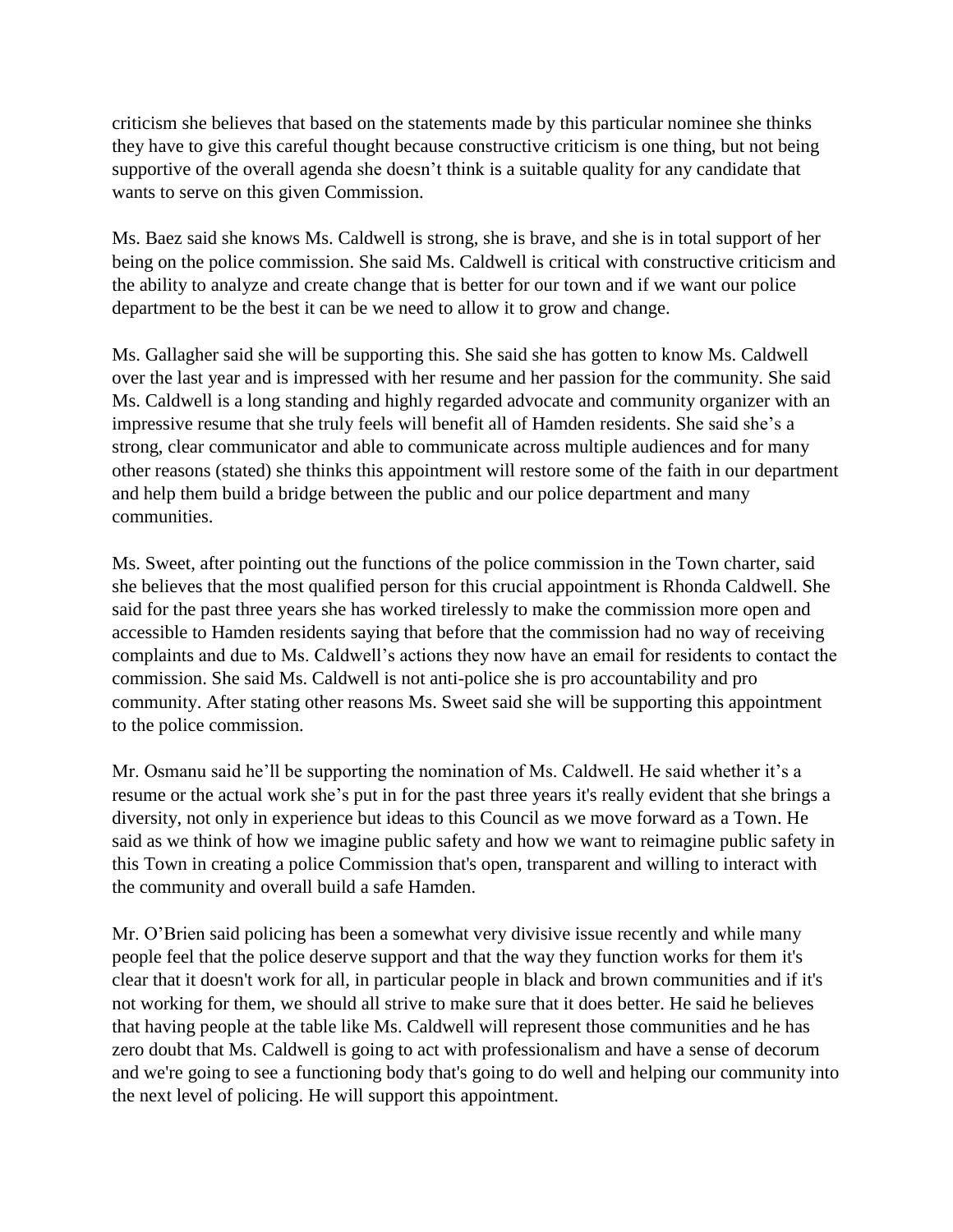criticism she believes that based on the statements made by this particular nominee she thinks they have to give this careful thought because constructive criticism is one thing, but not being supportive of the overall agenda she doesn't think is a suitable quality for any candidate that wants to serve on this given Commission.

Ms. Baez said she knows Ms. Caldwell is strong, she is brave, and she is in total support of her being on the police commission. She said Ms. Caldwell is critical with constructive criticism and the ability to analyze and create change that is better for our town and if we want our police department to be the best it can be we need to allow it to grow and change.

Ms. Gallagher said she will be supporting this. She said she has gotten to know Ms. Caldwell over the last year and is impressed with her resume and her passion for the community. She said Ms. Caldwell is a long standing and highly regarded advocate and community organizer with an impressive resume that she truly feels will benefit all of Hamden residents. She said she's a strong, clear communicator and able to communicate across multiple audiences and for many other reasons (stated) she thinks this appointment will restore some of the faith in our department and help them build a bridge between the public and our police department and many communities.

Ms. Sweet, after pointing out the functions of the police commission in the Town charter, said she believes that the most qualified person for this crucial appointment is Rhonda Caldwell. She said for the past three years she has worked tirelessly to make the commission more open and accessible to Hamden residents saying that before that the commission had no way of receiving complaints and due to Ms. Caldwell's actions they now have an email for residents to contact the commission. She said Ms. Caldwell is not anti-police she is pro accountability and pro community. After stating other reasons Ms. Sweet said she will be supporting this appointment to the police commission.

Mr. Osmanu said he'll be supporting the nomination of Ms. Caldwell. He said whether it's a resume or the actual work she's put in for the past three years it's really evident that she brings a diversity, not only in experience but ideas to this Council as we move forward as a Town. He said as we think of how we imagine public safety and how we want to reimagine public safety in this Town in creating a police Commission that's open, transparent and willing to interact with the community and overall build a safe Hamden.

Mr. O'Brien said policing has been a somewhat very divisive issue recently and while many people feel that the police deserve support and that the way they function works for them it's clear that it doesn't work for all, in particular people in black and brown communities and if it's not working for them, we should all strive to make sure that it does better. He said he believes that having people at the table like Ms. Caldwell will represent those communities and he has zero doubt that Ms. Caldwell is going to act with professionalism and have a sense of decorum and we're going to see a functioning body that's going to do well and helping our community into the next level of policing. He will support this appointment.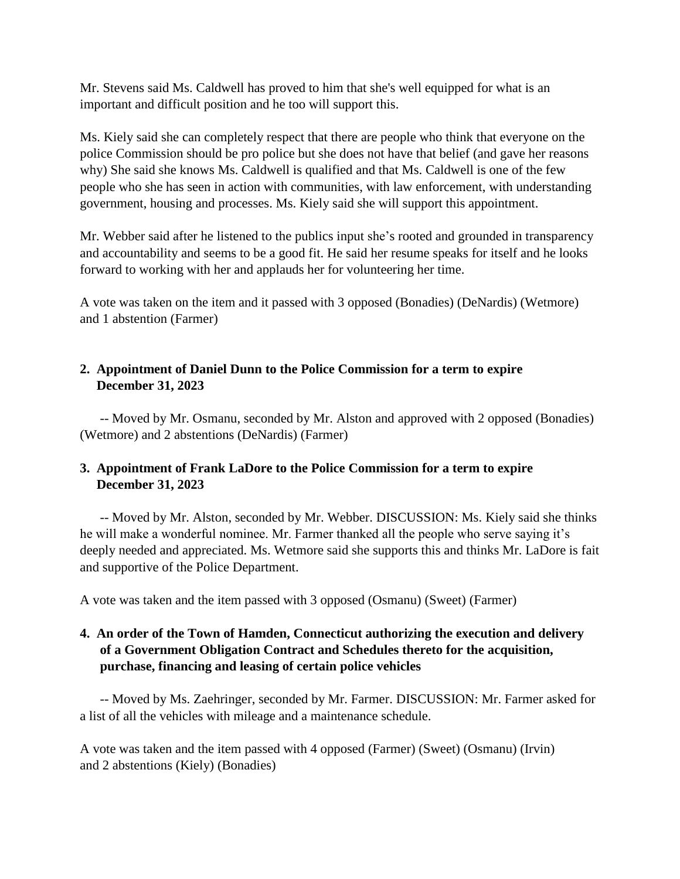Mr. Stevens said Ms. Caldwell has proved to him that she's well equipped for what is an important and difficult position and he too will support this.

Ms. Kiely said she can completely respect that there are people who think that everyone on the police Commission should be pro police but she does not have that belief (and gave her reasons why) She said she knows Ms. Caldwell is qualified and that Ms. Caldwell is one of the few people who she has seen in action with communities, with law enforcement, with understanding government, housing and processes. Ms. Kiely said she will support this appointment.

Mr. Webber said after he listened to the publics input she's rooted and grounded in transparency and accountability and seems to be a good fit. He said her resume speaks for itself and he looks forward to working with her and applauds her for volunteering her time.

A vote was taken on the item and it passed with 3 opposed (Bonadies) (DeNardis) (Wetmore) and 1 abstention (Farmer)

**2. Appointment of Daniel Dunn to the Police Commission for a term to expire December 31, 2023**

-- Moved by Mr. Osmanu, seconded by Mr. Alston and approved with 2 opposed (Bonadies) (Wetmore) and 2 abstentions (DeNardis) (Farmer)

**3. Appointment of Frank LaDore to the Police Commission for a term to expire December 31, 2023**

-- Moved by Mr. Alston, seconded by Mr. Webber. DISCUSSION: Ms. Kiely said she thinks he will make a wonderful nominee. Mr. Farmer thanked all the people who serve saying it's deeply needed and appreciated. Ms. Wetmore said she supports this and thinks Mr. LaDore is fait and supportive of the Police Department.

A vote was taken and the item passed with 3 opposed (Osmanu) (Sweet) (Farmer)

**4. An order of the Town of Hamden, Connecticut authorizing the execution and delivery of a Government Obligation Contract and Schedules thereto for the acquisition, purchase, financing and leasing of certain police vehicles**

-- Moved by Ms. Zaehringer, seconded by Mr. Farmer. DISCUSSION: Mr. Farmer asked for a list of all the vehicles with mileage and a maintenance schedule.

A vote was taken and the item passed with 4 opposed (Farmer) (Sweet) (Osmanu) (Irvin) and 2 abstentions (Kiely) (Bonadies)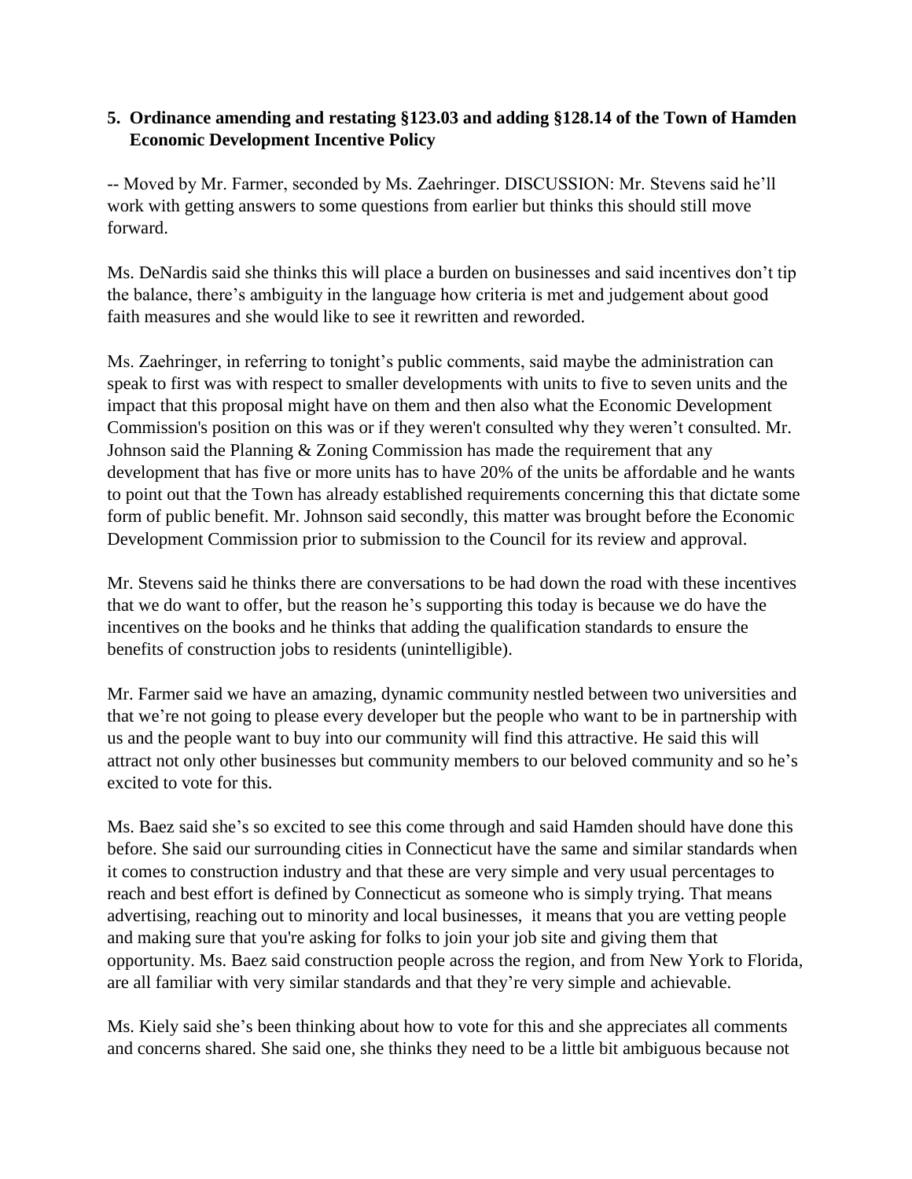**5. Ordinance amending and restating §123.03 and adding §128.14 of the Town of Hamden Economic Development Incentive Policy**

-- Moved by Mr. Farmer, seconded by Ms. Zaehringer. DISCUSSION: Mr. Stevens said he'll work with getting answers to some questions from earlier but thinks this should still move forward.

Ms. DeNardis said she thinks this will place a burden on businesses and said incentives don't tip the balance, there's ambiguity in the language how criteria is met and judgement about good faith measures and she would like to see it rewritten and reworded.

Ms. Zaehringer, in referring to tonight's public comments, said maybe the administration can speak to first was with respect to smaller developments with units to five to seven units and the impact that this proposal might have on them and then also what the Economic Development Commission's position on this was or if they weren't consulted why they weren't consulted. Mr. Johnson said the Planning & Zoning Commission has made the requirement that any development that has five or more units has to have 20% of the units be affordable and he wants to point out that the Town has already established requirements concerning this that dictate some form of public benefit. Mr. Johnson said secondly, this matter was brought before the Economic Development Commission prior to submission to the Council for its review and approval.

Mr. Stevens said he thinks there are conversations to be had down the road with these incentives that we do want to offer, but the reason he's supporting this today is because we do have the incentives on the books and he thinks that adding the qualification standards to ensure the benefits of construction jobs to residents (unintelligible).

Mr. Farmer said we have an amazing, dynamic community nestled between two universities and that we're not going to please every developer but the people who want to be in partnership with us and the people want to buy into our community will find this attractive. He said this will attract not only other businesses but community members to our beloved community and so he's excited to vote for this.

Ms. Baez said she's so excited to see this come through and said Hamden should have done this before. She said our surrounding cities in Connecticut have the same and similar standards when it comes to construction industry and that these are very simple and very usual percentages to reach and best effort is defined by Connecticut as someone who is simply trying. That means advertising, reaching out to minority and local businesses, it means that you are vetting people and making sure that you're asking for folks to join your job site and giving them that opportunity. Ms. Baez said construction people across the region, and from New York to Florida, are all familiar with very similar standards and that they're very simple and achievable.

Ms. Kiely said she's been thinking about how to vote for this and she appreciates all comments and concerns shared. She said one, she thinks they need to be a little bit ambiguous because not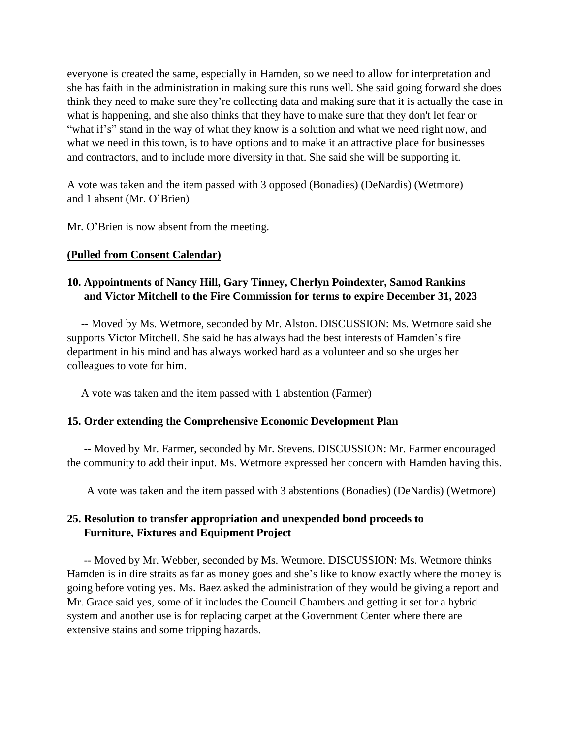everyone is created the same, especially in Hamden, so we need to allow for interpretation and she has faith in the administration in making sure this runs well. She said going forward she does think they need to make sure they're collecting data and making sure that it is actually the case in what is happening, and she also thinks that they have to make sure that they don't let fear or "what if's" stand in the way of what they know is a solution and what we need right now, and what we need in this town, is to have options and to make it an attractive place for businesses and contractors, and to include more diversity in that. She said she will be supporting it.

A vote was taken and the item passed with 3 opposed (Bonadies) (DeNardis) (Wetmore) and 1 absent (Mr. O'Brien)

Mr. O'Brien is now absent from the meeting.

**(Pulled from Consent Calendar)**

**10. Appointments of Nancy Hill, Gary Tinney, Cherlyn Poindexter, Samod Rankins and Victor Mitchell to the Fire Commission for terms to expire December 31, 2023**

-- Moved by Ms. Wetmore, seconded by Mr. Alston. DISCUSSION: Ms. Wetmore said she supports Victor Mitchell. She said he has always had the best interests of Hamden's fire department in his mind and has always worked hard as a volunteer and so she urges her colleagues to vote for him.

A vote was taken and the item passed with 1 abstention (Farmer)

**15. Order extending the Comprehensive Economic Development Plan**

-- Moved by Mr. Farmer, seconded by Mr. Stevens. DISCUSSION: Mr. Farmer encouraged the community to add their input. Ms. Wetmore expressed her concern with Hamden having this.

A vote was taken and the item passed with 3 abstentions (Bonadies) (DeNardis) (Wetmore)

**25. Resolution to transfer appropriation and unexpended bond proceeds to Furniture, Fixtures and Equipment Project**

-- Moved by Mr. Webber, seconded by Ms. Wetmore. DISCUSSION: Ms. Wetmore thinks Hamden is in dire straits as far as money goes and she's like to know exactly where the money is going before voting yes. Ms. Baez asked the administration of they would be giving a report and Mr. Grace said yes, some of it includes the Council Chambers and getting it set for a hybrid system and another use is for replacing carpet at the Government Center where there are extensive stains and some tripping hazards.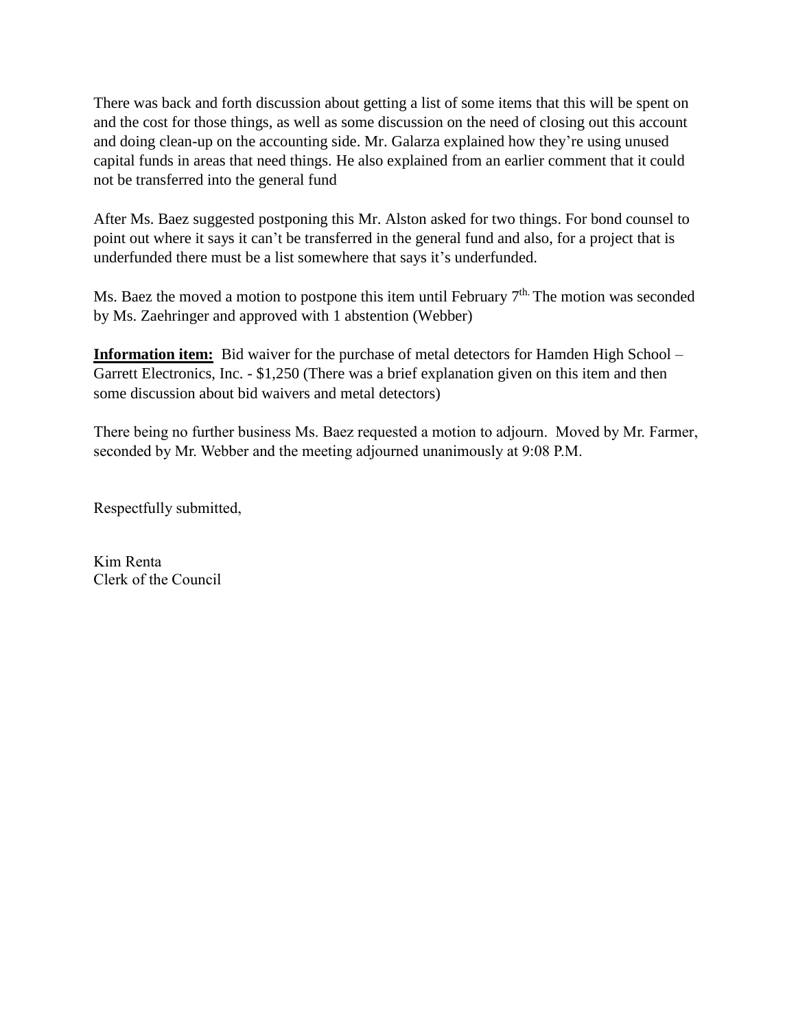There was back and forth discussion about getting a list of some items that this will be spent on and the cost for those things, as well as some discussion on the need of closing out this account and doing clean-up on the accounting side. Mr. Galarza explained how they're using unused capital funds in areas that need things. He also explained from an earlier comment that it could not be transferred into the general fund

After Ms. Baez suggested postponing this Mr. Alston asked for two things. For bond counsel to point out where it says it can't be transferred in the general fund and also, for a project that is underfunded there must be a list somewhere that says it's underfunded.

Ms. Baez the moved a motion to postpone this item until February 7th. The motion was seconded by Ms. Zaehringer and approved with 1 abstention (Webber)

**Information item:** Bid waiver for the purchase of metal detectors for Hamden High School – Garrett Electronics, Inc. - $1,250 (There was a brief explanation given on this item and then some discussion about bid waivers and metal detectors)

There being no further business Ms. Baez requested a motion to adjourn. Moved by Mr. Farmer, seconded by Mr. Webber and the meeting adjourned unanimously at 9:08 P.M.

Respectfully submitted,

Kim Renta
Clerk of the Council